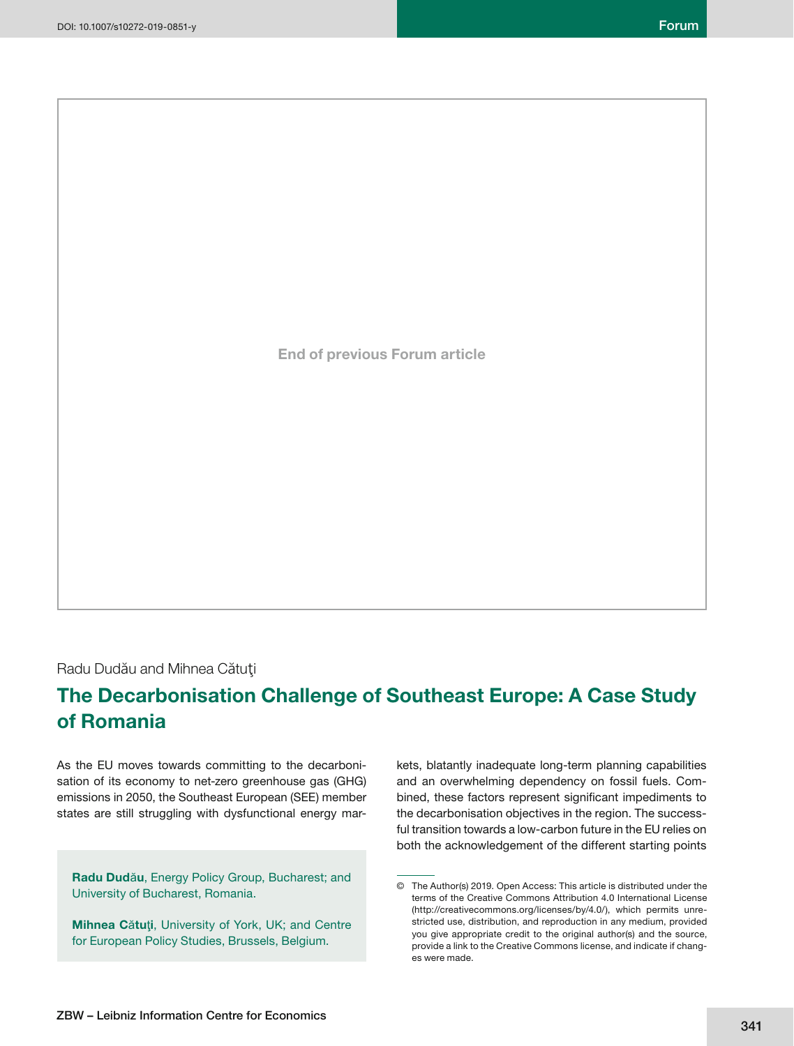End of previous Forum article

Radu Dudău and Mihnea Cătuţi

# The Decarbonisation Challenge of Southeast Europe: A Case Study of Romania

As the EU moves towards committing to the decarbonisation of its economy to net-zero greenhouse gas (GHG) emissions in 2050, the Southeast European (SEE) member states are still struggling with dysfunctional energy markets, blatantly inadequate long-term planning capabilities and an overwhelming dependency on fossil fuels. Combined, these factors represent significant impediments to the decarbonisation objectives in the region. The successful transition towards a low-carbon future in the EU relies on both the acknowledgement of the different starting points

**Radu Dudău**, Energy Policy Group, Bucharest; and University of Bucharest, Romania.

**Mihnea Cătuţi**, University of York, UK; and Centre for European Policy Studies, Brussels, Belgium.

© The Author(s) 2019. Open Access: This article is distributed under the terms of the Creative Commons Attribution 4.0 International License (http://creativecommons.org/licenses/by/4.0/), which permits unrestricted use, distribution, and reproduction in any medium, provided you give appropriate credit to the original author(s) and the source, provide a link to the Creative Commons license, and indicate if changes were made.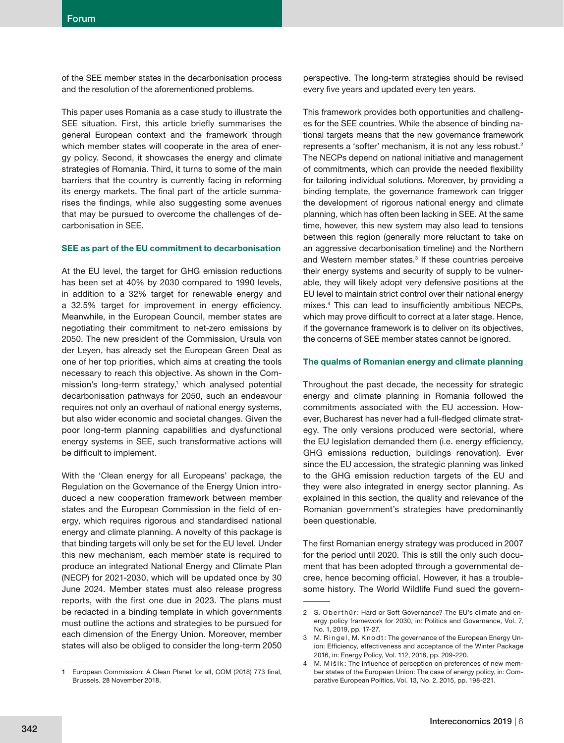of the SEE member states in the decarbonisation process and the resolution of the aforementioned problems.

This paper uses Romania as a case study to illustrate the SEE situation. First, this article briefly summarises the general European context and the framework through which member states will cooperate in the area of energy policy. Second, it showcases the energy and climate strategies of Romania. Third, it turns to some of the main barriers that the country is currently facing in reforming its energy markets. The final part of the article summarises the findings, while also suggesting some avenues that may be pursued to overcome the challenges of decarbonisation in SEE.

## SEE as part of the EU commitment to decarbonisation

At the EU level, the target for GHG emission reductions has been set at 40% by 2030 compared to 1990 levels, in addition to a 32% target for renewable energy and a 32.5% target for improvement in energy efficiency. Meanwhile, in the European Council, member states are negotiating their commitment to net-zero emissions by 2050. The new president of the Commission, Ursula von der Leyen, has already set the European Green Deal as one of her top priorities, which aims at creating the tools necessary to reach this objective. As shown in the Commission's long-term strategy,[1] which analysed potential decarbonisation pathways for 2050, such an endeavour requires not only an overhaul of national energy systems, but also wider economic and social changes. Given the poor long-term planning capabilities and dysfunctional energy systems in SEE, such transformative actions will be difficult to implement.

With the 'Clean energy for all Europeans' package, the Regulation on the Governance of the Energy Union introduced a new cooperation framework between member states and the European Commission in the field of energy, which requires rigorous and standardised national energy and climate planning. A novelty of this package is that binding targets will only be set for the EU level. Under this new mechanism, each member state is required to produce an integrated National Energy and Climate Plan (NECP) for 2021-2030, which will be updated once by 30 June 2024. Member states must also release progress reports, with the first one due in 2023. The plans must be redacted in a binding template in which governments must outline the actions and strategies to be pursued for each dimension of the Energy Union. Moreover, member states will also be obliged to consider the long-term 2050 perspective. The long-term strategies should be revised every five years and updated every ten years.

This framework provides both opportunities and challenges for the SEE countries. While the absence of binding national targets means that the new governance framework represents a 'softer' mechanism, it is not any less robust.[2] The NECPs depend on national initiative and management of commitments, which can provide the needed flexibility for tailoring individual solutions. Moreover, by providing a binding template, the governance framework can trigger the development of rigorous national energy and climate planning, which has often been lacking in SEE. At the same time, however, this new system may also lead to tensions between this region (generally more reluctant to take on an aggressive decarbonisation timeline) and the Northern and Western member states.[3] If these countries perceive their energy systems and security of supply to be vulnerable, they will likely adopt very defensive positions at the EU level to maintain strict control over their national energy mixes.[4] This can lead to insufficiently ambitious NECPs, which may prove difficult to correct at a later stage. Hence, if the governance framework is to deliver on its objectives, the concerns of SEE member states cannot be ignored.

## The qualms of Romanian energy and climate planning

Throughout the past decade, the necessity for strategic energy and climate planning in Romania followed the commitments associated with the EU accession. However, Bucharest has never had a full-fledged climate strategy. The only versions produced were sectorial, where the EU legislation demanded them (i.e. energy efficiency, GHG emissions reduction, buildings renovation). Ever since the EU accession, the strategic planning was linked to the GHG emission reduction targets of the EU and they were also integrated in energy sector planning. As explained in this section, the quality and relevance of the Romanian government's strategies have predominantly been questionable.

The first Romanian energy strategy was produced in 2007 for the period until 2020. This is still the only such document that has been adopted through a governmental decree, hence becoming official. However, it has a troublesome history. The World Wildlife Fund sued the govern-

---

1 European Commission: A Clean Planet for all, COM (2018) 773 final, Brussels, 28 November 2018.

2 S. Oberthür: Hard or Soft Governance? The EU's climate and energy policy framework for 2030, in: Politics and Governance, Vol. 7, No. 1, 2019, pp. 17-27.

3 M. Ringel, M. Knodt: The governance of the European Energy Union: Efficiency, effectiveness and acceptance of the Winter Package 2016, in: Energy Policy, Vol. 112, 2018, pp. 209-220.

4 M. Mišík: The influence of perception on preferences of new member states of the European Union: The case of energy policy, in: Comparative European Politics, Vol. 13, No. 2, 2015, pp. 198-221.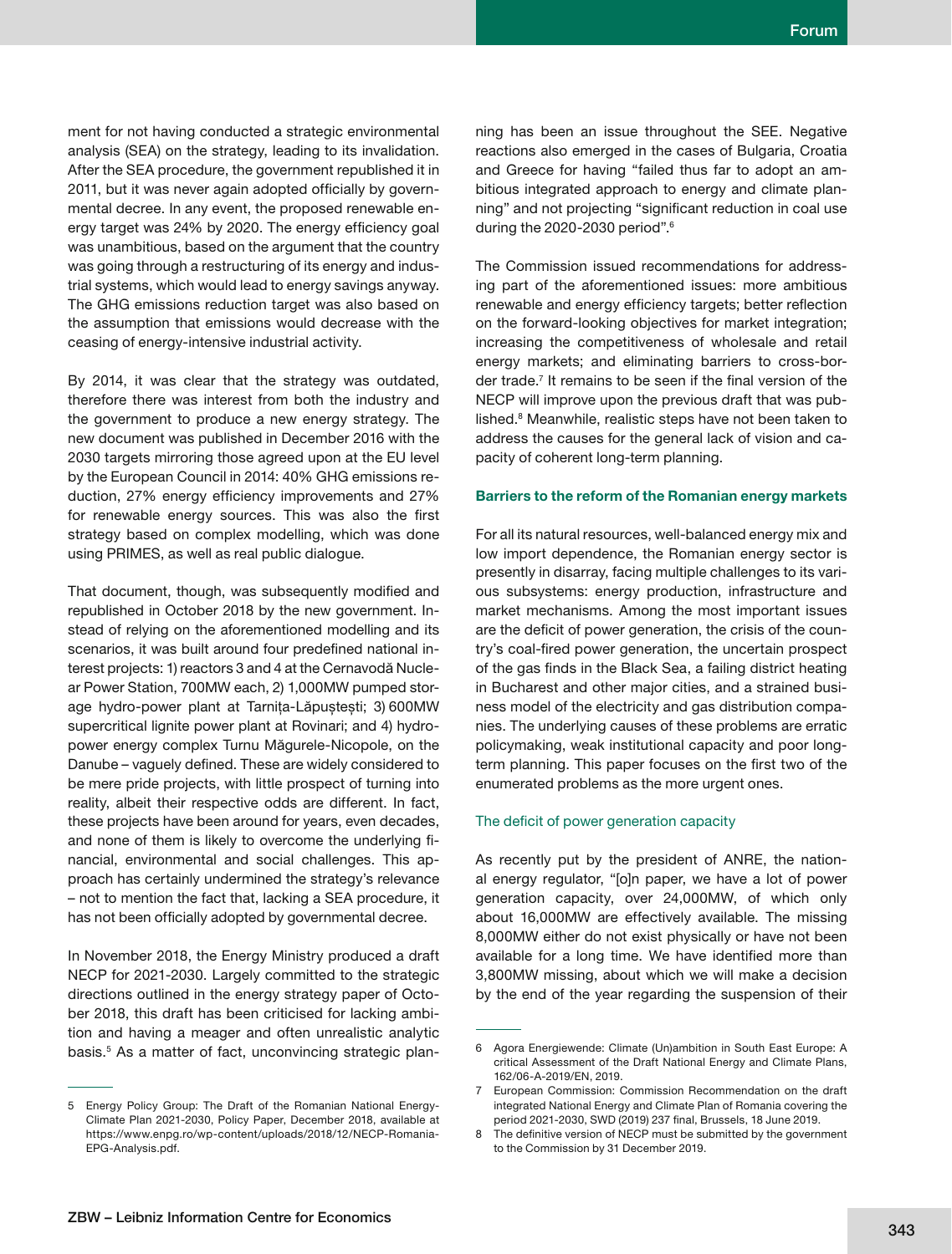ment for not having conducted a strategic environmental analysis (SEA) on the strategy, leading to its invalidation. After the SEA procedure, the government republished it in 2011, but it was never again adopted officially by governmental decree. In any event, the proposed renewable energy target was 24% by 2020. The energy efficiency goal was unambitious, based on the argument that the country was going through a restructuring of its energy and industrial systems, which would lead to energy savings anyway. The GHG emissions reduction target was also based on the assumption that emissions would decrease with the ceasing of energy-intensive industrial activity.

By 2014, it was clear that the strategy was outdated, therefore there was interest from both the industry and the government to produce a new energy strategy. The new document was published in December 2016 with the 2030 targets mirroring those agreed upon at the EU level by the European Council in 2014: 40% GHG emissions reduction, 27% energy efficiency improvements and 27% for renewable energy sources. This was also the first strategy based on complex modelling, which was done using PRIMES, as well as real public dialogue.

That document, though, was subsequently modified and republished in October 2018 by the new government. Instead of relying on the aforementioned modelling and its scenarios, it was built around four predefined national interest projects: 1) reactors 3 and 4 at the Cernavodă Nuclear Power Station, 700MW each, 2) 1,000MW pumped storage hydro-power plant at Tarnița-Lăpuștești; 3) 600MW supercritical lignite power plant at Rovinari; and 4) hydropower energy complex Turnu Măgurele-Nicopole, on the Danube – vaguely defined. These are widely considered to be mere pride projects, with little prospect of turning into reality, albeit their respective odds are different. In fact, these projects have been around for years, even decades, and none of them is likely to overcome the underlying financial, environmental and social challenges. This approach has certainly undermined the strategy's relevance – not to mention the fact that, lacking a SEA procedure, it has not been officially adopted by governmental decree.

In November 2018, the Energy Ministry produced a draft NECP for 2021-2030. Largely committed to the strategic directions outlined in the energy strategy paper of October 2018, this draft has been criticised for lacking ambition and having a meager and often unrealistic analytic basis.[5] As a matter of fact, unconvincing strategic planning has been an issue throughout the SEE. Negative reactions also emerged in the cases of Bulgaria, Croatia and Greece for having "failed thus far to adopt an ambitious integrated approach to energy and climate planning" and not projecting "significant reduction in coal use during the 2020-2030 period".[6]

The Commission issued recommendations for addressing part of the aforementioned issues: more ambitious renewable and energy efficiency targets; better reflection on the forward-looking objectives for market integration; increasing the competitiveness of wholesale and retail energy markets; and eliminating barriers to cross-border trade.[7] It remains to be seen if the final version of the NECP will improve upon the previous draft that was published.[8] Meanwhile, realistic steps have not been taken to address the causes for the general lack of vision and capacity of coherent long-term planning.

### Barriers to the reform of the Romanian energy markets

For all its natural resources, well-balanced energy mix and low import dependence, the Romanian energy sector is presently in disarray, facing multiple challenges to its various subsystems: energy production, infrastructure and market mechanisms. Among the most important issues are the deficit of power generation, the crisis of the country's coal-fired power generation, the uncertain prospect of the gas finds in the Black Sea, a failing district heating in Bucharest and other major cities, and a strained business model of the electricity and gas distribution companies. The underlying causes of these problems are erratic policymaking, weak institutional capacity and poor long-term planning. This paper focuses on the first two of the enumerated problems as the more urgent ones.

#### The deficit of power generation capacity

As recently put by the president of ANRE, the national energy regulator, "[o]n paper, we have a lot of power generation capacity, over 24,000MW, of which only about 16,000MW are effectively available. The missing 8,000MW either do not exist physically or have not been available for a long time. We have identified more than 3,800MW missing, about which we will make a decision by the end of the year regarding the suspension of their

---

5 Energy Policy Group: The Draft of the Romanian National Energy-Climate Plan 2021-2030, Policy Paper, December 2018, available at https://www.enpg.ro/wp-content/uploads/2018/12/NECP-Romania-EPG-Analysis.pdf.

6 Agora Energiewende: Climate (Un)ambition in South East Europe: A critical Assessment of the Draft National Energy and Climate Plans, 162/06-A-2019/EN, 2019.

7 European Commission: Commission Recommendation on the draft integrated National Energy and Climate Plan of Romania covering the period 2021-2030, SWD (2019) 237 final, Brussels, 18 June 2019.

8 The definitive version of NECP must be submitted by the government to the Commission by 31 December 2019.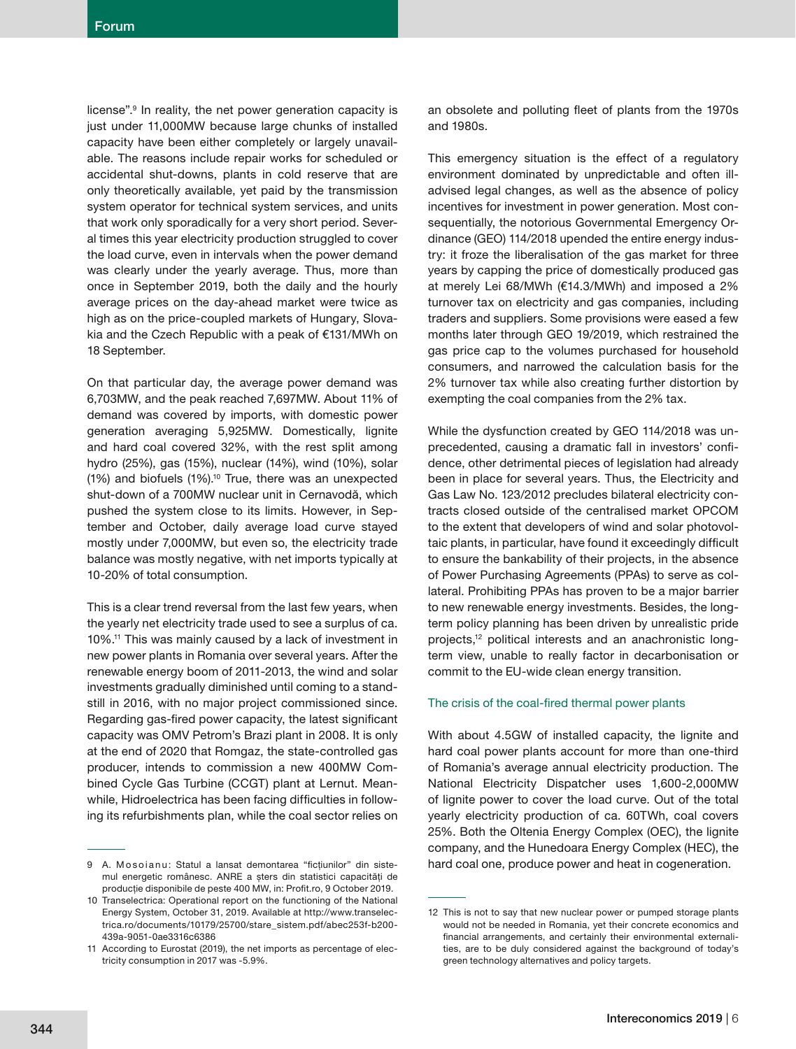license".[9] In reality, the net power generation capacity is just under 11,000MW because large chunks of installed capacity have been either completely or largely unavailable. The reasons include repair works for scheduled or accidental shut-downs, plants in cold reserve that are only theoretically available, yet paid by the transmission system operator for technical system services, and units that work only sporadically for a very short period. Several times this year electricity production struggled to cover the load curve, even in intervals when the power demand was clearly under the yearly average. Thus, more than once in September 2019, both the daily and the hourly average prices on the day-ahead market were twice as high as on the price-coupled markets of Hungary, Slovakia and the Czech Republic with a peak of €131/MWh on 18 September.

On that particular day, the average power demand was 6,703MW, and the peak reached 7,697MW. About 11% of demand was covered by imports, with domestic power generation averaging 5,925MW. Domestically, lignite and hard coal covered 32%, with the rest split among hydro (25%), gas (15%), nuclear (14%), wind (10%), solar (1%) and biofuels (1%).[10] True, there was an unexpected shut-down of a 700MW nuclear unit in Cernavodă, which pushed the system close to its limits. However, in September and October, daily average load curve stayed mostly under 7,000MW, but even so, the electricity trade balance was mostly negative, with net imports typically at 10-20% of total consumption.

This is a clear trend reversal from the last few years, when the yearly net electricity trade used to see a surplus of ca. 10%.[11] This was mainly caused by a lack of investment in new power plants in Romania over several years. After the renewable energy boom of 2011-2013, the wind and solar investments gradually diminished until coming to a standstill in 2016, with no major project commissioned since. Regarding gas-fired power capacity, the latest significant capacity was OMV Petrom's Brazi plant in 2008. It is only at the end of 2020 that Romgaz, the state-controlled gas producer, intends to commission a new 400MW Combined Cycle Gas Turbine (CCGT) plant at Lernut. Meanwhile, Hidroelectrica has been facing difficulties in following its refurbishments plan, while the coal sector relies on an obsolete and polluting fleet of plants from the 1970s and 1980s.

This emergency situation is the effect of a regulatory environment dominated by unpredictable and often ill-advised legal changes, as well as the absence of policy incentives for investment in power generation. Most consequentially, the notorious Governmental Emergency Ordinance (GEO) 114/2018 upended the entire energy industry: it froze the liberalisation of the gas market for three years by capping the price of domestically produced gas at merely Lei 68/MWh (€14.3/MWh) and imposed a 2% turnover tax on electricity and gas companies, including traders and suppliers. Some provisions were eased a few months later through GEO 19/2019, which restrained the gas price cap to the volumes purchased for household consumers, and narrowed the calculation basis for the 2% turnover tax while also creating further distortion by exempting the coal companies from the 2% tax.

While the dysfunction created by GEO 114/2018 was unprecedented, causing a dramatic fall in investors' confidence, other detrimental pieces of legislation had already been in place for several years. Thus, the Electricity and Gas Law No. 123/2012 precludes bilateral electricity contracts closed outside of the centralised market OPCOM to the extent that developers of wind and solar photovoltaic plants, in particular, have found it exceedingly difficult to ensure the bankability of their projects, in the absence of Power Purchasing Agreements (PPAs) to serve as collateral. Prohibiting PPAs has proven to be a major barrier to new renewable energy investments. Besides, the long-term policy planning has been driven by unrealistic pride projects,[12] political interests and an anachronistic long-term view, unable to really factor in decarbonisation or commit to the EU-wide clean energy transition.

### The crisis of the coal-fired thermal power plants

With about 4.5GW of installed capacity, the lignite and hard coal power plants account for more than one-third of Romania's average annual electricity production. The National Electricity Dispatcher uses 1,600-2,000MW of lignite power to cover the load curve. Out of the total yearly electricity production of ca. 60TWh, coal covers 25%. Both the Oltenia Energy Complex (OEC), the lignite company, and the Hunedoara Energy Complex (HEC), the hard coal one, produce power and heat in cogeneration.

---

9 A. Mosoianu: Statul a lansat demontarea "ficțiunilor" din sistemul energetic românesc. ANRE a șters din statistici capacități de producție disponibile de peste 400 MW, in: Profit.ro, 9 October 2019.

10 Transelectrica: Operational report on the functioning of the National Energy System, October 31, 2019. Available at http://www.transelectrica.ro/documents/10179/25700/stare_sistem.pdf/abec253f-b200-439a-9051-0ae3316c6386

11 According to Eurostat (2019), the net imports as percentage of electricity consumption in 2017 was -5.9%.

12 This is not to say that new nuclear power or pumped storage plants would not be needed in Romania, yet their concrete economics and financial arrangements, and certainly their environmental externalities, are to be duly considered against the background of today's green technology alternatives and policy targets.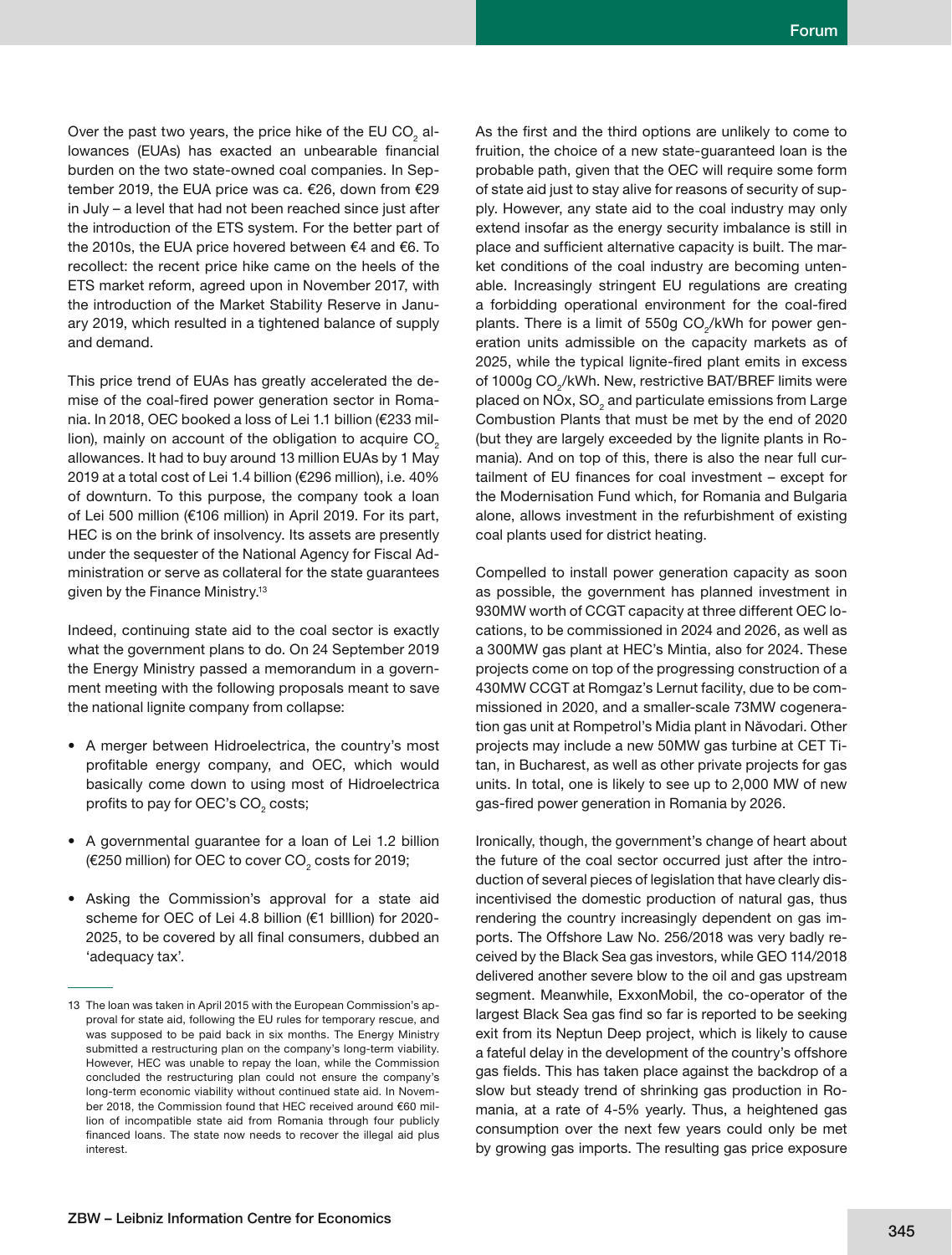Over the past two years, the price hike of the EU $CO_2$ allowances (EUAs) has exacted an unbearable financial burden on the two state-owned coal companies. In September 2019, the EUA price was ca. €26, down from €29 in July – a level that had not been reached since just after the introduction of the ETS system. For the better part of the 2010s, the EUA price hovered between €4 and €6. To recollect: the recent price hike came on the heels of the ETS market reform, agreed upon in November 2017, with the introduction of the Market Stability Reserve in January 2019, which resulted in a tightened balance of supply and demand.

This price trend of EUAs has greatly accelerated the demise of the coal-fired power generation sector in Romania. In 2018, OEC booked a loss of Lei 1.1 billion (€233 million), mainly on account of the obligation to acquire $CO_2$ allowances. It had to buy around 13 million EUAs by 1 May 2019 at a total cost of Lei 1.4 billion (€296 million), i.e. 40% of downturn. To this purpose, the company took a loan of Lei 500 million (€106 million) in April 2019. For its part, HEC is on the brink of insolvency. Its assets are presently under the sequester of the National Agency for Fiscal Administration or serve as collateral for the state guarantees given by the Finance Ministry.[13]

Indeed, continuing state aid to the coal sector is exactly what the government plans to do. On 24 September 2019 the Energy Ministry passed a memorandum in a government meeting with the following proposals meant to save the national lignite company from collapse:

- A merger between Hidroelectrica, the country's most profitable energy company, and OEC, which would basically come down to using most of Hidroelectrica profits to pay for OEC's $CO_2$ costs;
- A governmental guarantee for a loan of Lei 1.2 billion (€250 million) for OEC to cover $CO_2$ costs for 2019;
- Asking the Commission's approval for a state aid scheme for OEC of Lei 4.8 billion (€1 billlion) for 2020-2025, to be covered by all final consumers, dubbed an 'adequacy tax'.

As the first and the third options are unlikely to come to fruition, the choice of a new state-guaranteed loan is the probable path, given that the OEC will require some form of state aid just to stay alive for reasons of security of supply. However, any state aid to the coal industry may only extend insofar as the energy security imbalance is still in place and sufficient alternative capacity is built. The market conditions of the coal industry are becoming untenable. Increasingly stringent EU regulations are creating a forbidding operational environment for the coal-fired plants. There is a limit of 550g $CO_2$/kWh for power generation units admissible on the capacity markets as of 2025, while the typical lignite-fired plant emits in excess of 1000g $CO_2$/kWh. New, restrictive BAT/BREF limits were placed on NOx, $SO_2$ and particulate emissions from Large Combustion Plants that must be met by the end of 2020 (but they are largely exceeded by the lignite plants in Romania). And on top of this, there is also the near full curtailment of EU finances for coal investment – except for the Modernisation Fund which, for Romania and Bulgaria alone, allows investment in the refurbishment of existing coal plants used for district heating.

Compelled to install power generation capacity as soon as possible, the government has planned investment in 930MW worth of CCGT capacity at three different OEC locations, to be commissioned in 2024 and 2026, as well as a 300MW gas plant at HEC's Mintia, also for 2024. These projects come on top of the progressing construction of a 430MW CCGT at Romgaz's Lernut facility, due to be commissioned in 2020, and a smaller-scale 73MW cogeneration gas unit at Rompetrol's Midia plant in Năvodari. Other projects may include a new 50MW gas turbine at CET Titan, in Bucharest, as well as other private projects for gas units. In total, one is likely to see up to 2,000 MW of new gas-fired power generation in Romania by 2026.

Ironically, though, the government's change of heart about the future of the coal sector occurred just after the introduction of several pieces of legislation that have clearly disincentivised the domestic production of natural gas, thus rendering the country increasingly dependent on gas imports. The Offshore Law No. 256/2018 was very badly received by the Black Sea gas investors, while GEO 114/2018 delivered another severe blow to the oil and gas upstream segment. Meanwhile, ExxonMobil, the co-operator of the largest Black Sea gas find so far is reported to be seeking exit from its Neptun Deep project, which is likely to cause a fateful delay in the development of the country's offshore gas fields. This has taken place against the backdrop of a slow but steady trend of shrinking gas production in Romania, at a rate of 4-5% yearly. Thus, a heightened gas consumption over the next few years could only be met by growing gas imports. The resulting gas price exposure

---

13 The loan was taken in April 2015 with the European Commission's approval for state aid, following the EU rules for temporary rescue, and was supposed to be paid back in six months. The Energy Ministry submitted a restructuring plan on the company's long-term viability. However, HEC was unable to repay the loan, while the Commission concluded the restructuring plan could not ensure the company's long-term economic viability without continued state aid. In November 2018, the Commission found that HEC received around €60 million of incompatible state aid from Romania through four publicly financed loans. The state now needs to recover the illegal aid plus interest.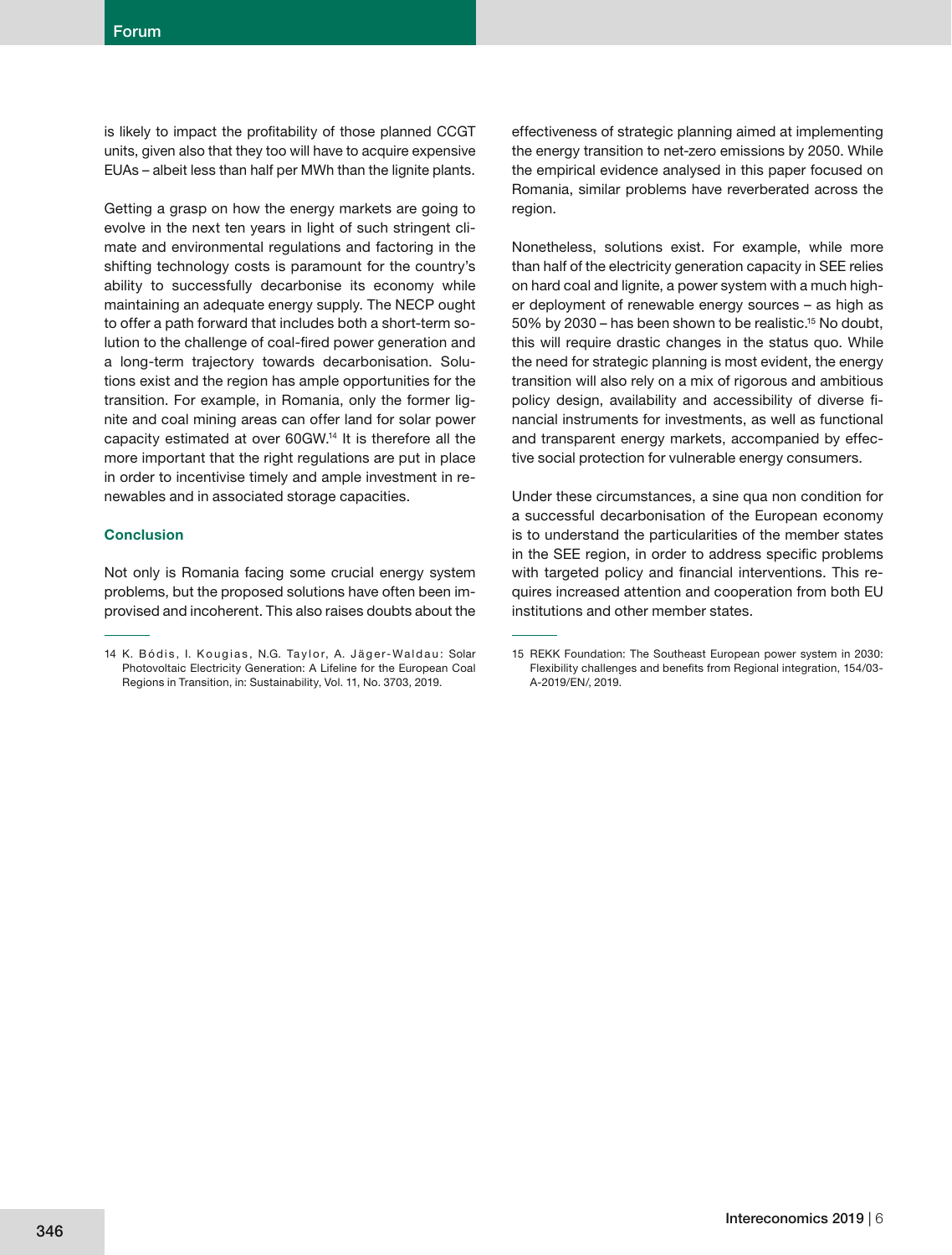is likely to impact the profitability of those planned CCGT units, given also that they too will have to acquire expensive EUAs – albeit less than half per MWh than the lignite plants.

Getting a grasp on how the energy markets are going to evolve in the next ten years in light of such stringent climate and environmental regulations and factoring in the shifting technology costs is paramount for the country's ability to successfully decarbonise its economy while maintaining an adequate energy supply. The NECP ought to offer a path forward that includes both a short-term solution to the challenge of coal-fired power generation and a long-term trajectory towards decarbonisation. Solutions exist and the region has ample opportunities for the transition. For example, in Romania, only the former lignite and coal mining areas can offer land for solar power capacity estimated at over 60GW.[14] It is therefore all the more important that the right regulations are put in place in order to incentivise timely and ample investment in renewables and in associated storage capacities.

### Conclusion

Not only is Romania facing some crucial energy system problems, but the proposed solutions have often been improvised and incoherent. This also raises doubts about the effectiveness of strategic planning aimed at implementing the energy transition to net-zero emissions by 2050. While the empirical evidence analysed in this paper focused on Romania, similar problems have reverberated across the region.

Nonetheless, solutions exist. For example, while more than half of the electricity generation capacity in SEE relies on hard coal and lignite, a power system with a much higher deployment of renewable energy sources – as high as 50% by 2030 – has been shown to be realistic.[15] No doubt, this will require drastic changes in the status quo. While the need for strategic planning is most evident, the energy transition will also rely on a mix of rigorous and ambitious policy design, availability and accessibility of diverse financial instruments for investments, as well as functional and transparent energy markets, accompanied by effective social protection for vulnerable energy consumers.

Under these circumstances, a sine qua non condition for a successful decarbonisation of the European economy is to understand the particularities of the member states in the SEE region, in order to address specific problems with targeted policy and financial interventions. This requires increased attention and cooperation from both EU institutions and other member states.

---

14 K. Bódis, I. Kougias, N.G. Taylor, A. Jäger-Waldau: Solar Photovoltaic Electricity Generation: A Lifeline for the European Coal Regions in Transition, in: Sustainability, Vol. 11, No. 3703, 2019.

15 REKK Foundation: The Southeast European power system in 2030: Flexibility challenges and benefits from Regional integration, 154/03-A-2019/EN/, 2019.